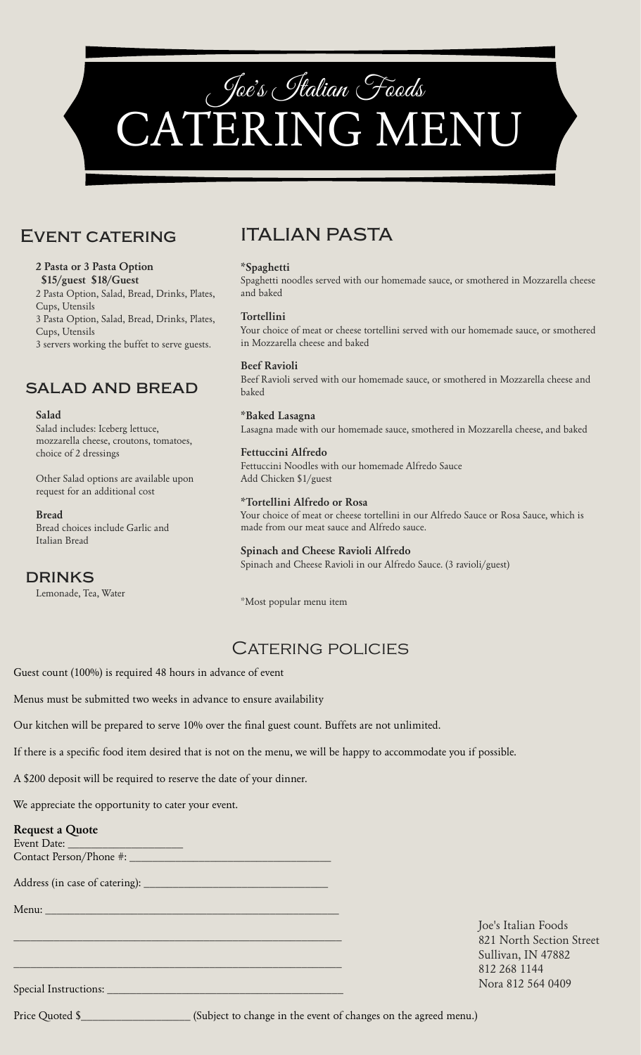# Joe's Italian Foods
# CATERING MENU

## Event catering

**2 Pasta or 3 Pasta Option**
**$15/guest $18/Guest**

2 Pasta Option, Salad, Bread, Drinks, Plates, Cups, Utensils
3 Pasta Option, Salad, Bread, Drinks, Plates, Cups, Utensils
3 servers working the buffet to serve guests.

## SALAD AND BREAD

**Salad**
Salad includes: Iceberg lettuce, mozzarella cheese, croutons, tomatoes, choice of 2 dressings

Other Salad options are available upon request for an additional cost

**Bread**
Bread choices include Garlic and Italian Bread

## DRINKS

Lemonade, Tea, Water

## ITALIAN PASTA

**\*Spaghetti**
Spaghetti noodles served with our homemade sauce, or smothered in Mozzarella cheese and baked

**Tortellini**
Your choice of meat or cheese tortellini served with our homemade sauce, or smothered in Mozzarella cheese and baked

**Beef Ravioli**
Beef Ravioli served with our homemade sauce, or smothered in Mozzarella cheese and baked

**\*Baked Lasagna**
Lasagna made with our homemade sauce, smothered in Mozzarella cheese, and baked

**Fettuccini Alfredo**
Fettuccini Noodles with our homemade Alfredo Sauce
Add Chicken $1/guest

**\*Tortellini Alfredo or Rosa**
Your choice of meat or cheese tortellini in our Alfredo Sauce or Rosa Sauce, which is made from our meat sauce and Alfredo sauce.

**Spinach and Cheese Ravioli Alfredo**
Spinach and Cheese Ravioli in our Alfredo Sauce. (3 ravioli/guest)

\*Most popular menu item

## Catering policies

Guest count (100%) is required 48 hours in advance of event

Menus must be submitted two weeks in advance to ensure availability

Our kitchen will be prepared to serve 10% over the final guest count. Buffets are not unlimited.

If there is a specific food item desired that is not on the menu, we will be happy to accommodate you if possible.

A $200 deposit will be required to reserve the date of your dinner.

We appreciate the opportunity to cater your event.

**Request a Quote**
Event Date: ____________________
Contact Person/Phone #: ____________________________________

Address (in case of catering): ________________________________

Menu: ______________________________________________________

____________________________________________________________

____________________________________________________________

Special Instructions: ____________________________________________

Price Quoted $____________________ (Subject to change in the event of changes on the agreed menu.)

Joe's Italian Foods
821 North Section Street
Sullivan, IN 47882
812 268 1144
Nora 812 564 0409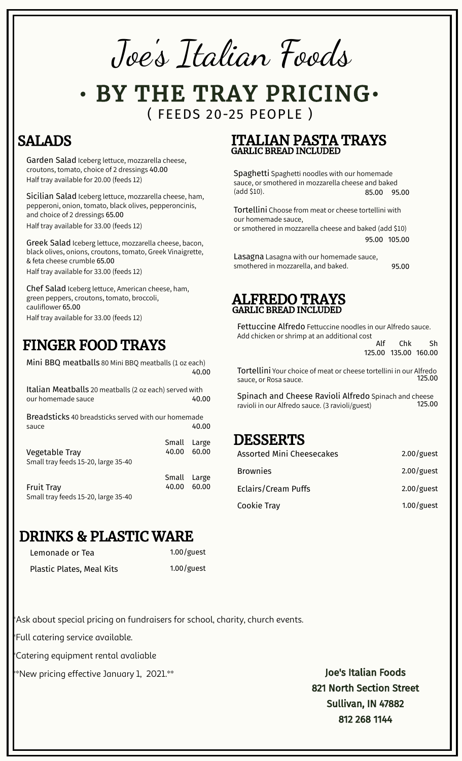# Joe's Italian Foods

## • BY THE TRAY PRICING •

( FEEDS 20-25 PEOPLE )

## SALADS

**Garden Salad** Iceberg lettuce, mozzarella cheese, croutons, tomato, choice of 2 dressings 40.00
Half tray available for 20.00 (feeds 12)

**Sicilian Salad** Iceberg lettuce, mozzarella cheese, ham, pepperoni, onion, tomato, black olives, pepperoncinis, and choice of 2 dressings 65.00
Half tray available for 33.00 (feeds 12)

**Greek Salad** Iceberg lettuce, mozzarella cheese, bacon, black olives, onions, croutons, tomato, Greek Vinaigrette, & feta cheese crumble 65.00
Half tray available for 33.00 (feeds 12)

**Chef Salad** Iceberg lettuce, American cheese, ham, green peppers, croutons, tomato, broccoli, cauliflower 65.00
Half tray available for 33.00 (feeds 12)

## FINGER FOOD TRAYS

**Mini BBQ meatballs** 80 Mini BBQ meatballs (1 oz each) 40.00

**Italian Meatballs** 20 meatballs (2 oz each) served with our homemade sauce 40.00

**Breadsticks** 40 breadsticks served with our homemade sauce 40.00

| | Small | Large |
|---|---|---|
| **Vegetable Tray** Small tray feeds 15-20, large 35-40 | 40.00 | 60.00 |
| **Fruit Tray** Small tray feeds 15-20, large 35-40 | 40.00 | 60.00 |

## DRINKS & PLASTIC WARE

| | |
|---|---|
| Lemonade or Tea | 1.00/guest |
| Plastic Plates, Meal Kits | 1.00/guest |

## ITALIAN PASTA TRAYS
### GARLIC BREAD INCLUDED

**Spaghetti** Spaghetti noodles with our homemade sauce, or smothered in mozzarella cheese and baked (add $10). 85.00 95.00

**Tortellini** Choose from meat or cheese tortellini with our homemade sauce,
or smothered in mozzarella cheese and baked (add $10) 95.00 105.00

**Lasagna** Lasagna with our homemade sauce, smothered in mozzarella, and baked. 95.00

## ALFREDO TRAYS
### GARLIC BREAD INCLUDED

**Fettuccine Alfredo** Fettuccine noodles in our Alfredo sauce. Add chicken or shrimp at an additional cost

| Alf | Chk | Sh |
|---|---|---|
| 125.00 | 135.00 | 160.00 |

**Tortellini** Your choice of meat or cheese tortellini in our Alfredo sauce, or Rosa sauce. 125.00

**Spinach and Cheese Ravioli Alfredo** Spinach and cheese ravioli in our Alfredo sauce. (3 ravioli/guest) 125.00

## DESSERTS

| | |
|---|---|
| Assorted Mini Cheesecakes | 2.00/guest |
| Brownies | 2.00/guest |
| Eclairs/Cream Puffs | 2.00/guest |
| Cookie Tray | 1.00/guest |

*Ask about special pricing on fundraisers for school, charity, church events.

*Full catering service available.

*Catering equipment rental avaliable

**New pricing effective January 1, 2021.**

**Joe's Italian Foods**
**821 North Section Street**
**Sullivan, IN 47882**
**812 268 1144**